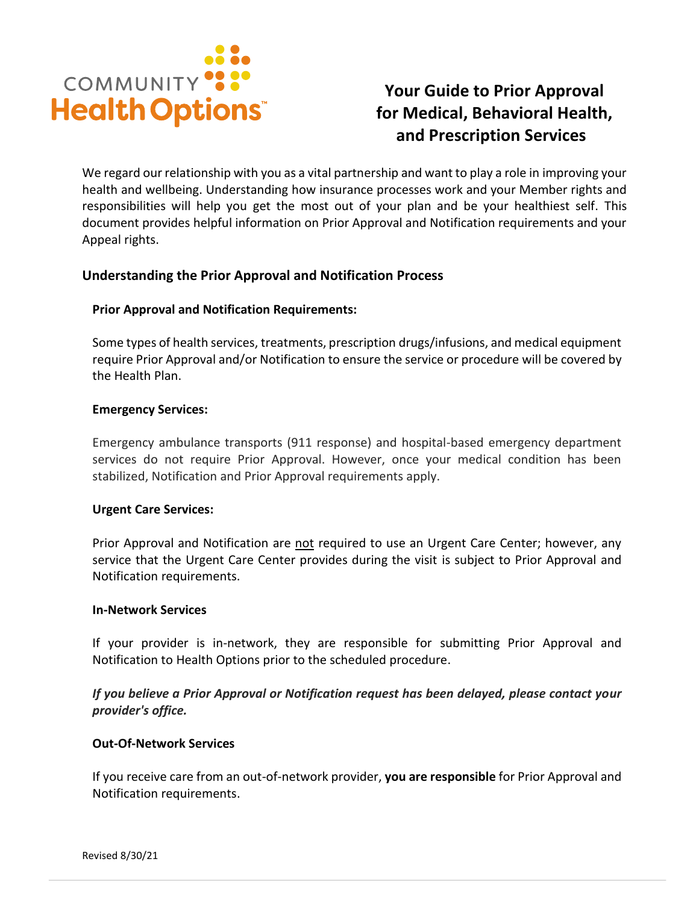COMMUNITY Health Options™

# Your Guide to Prior Approval for Medical, Behavioral Health, and Prescription Services

We regard our relationship with you as a vital partnership and want to play a role in improving your health and wellbeing. Understanding how insurance processes work and your Member rights and responsibilities will help you get the most out of your plan and be your healthiest self. This document provides helpful information on Prior Approval and Notification requirements and your Appeal rights.

## Understanding the Prior Approval and Notification Process

### Prior Approval and Notification Requirements:

Some types of health services, treatments, prescription drugs/infusions, and medical equipment require Prior Approval and/or Notification to ensure the service or procedure will be covered by the Health Plan.

### Emergency Services:

Emergency ambulance transports (911 response) and hospital-based emergency department services do not require Prior Approval. However, once your medical condition has been stabilized, Notification and Prior Approval requirements apply.

### Urgent Care Services:

Prior Approval and Notification are not required to use an Urgent Care Center; however, any service that the Urgent Care Center provides during the visit is subject to Prior Approval and Notification requirements.

### In-Network Services

If your provider is in-network, they are responsible for submitting Prior Approval and Notification to Health Options prior to the scheduled procedure.

***If you believe a Prior Approval or Notification request has been delayed, please contact your provider's office.***

### Out-Of-Network Services

If you receive care from an out-of-network provider, **you are responsible** for Prior Approval and Notification requirements.

Revised 8/30/21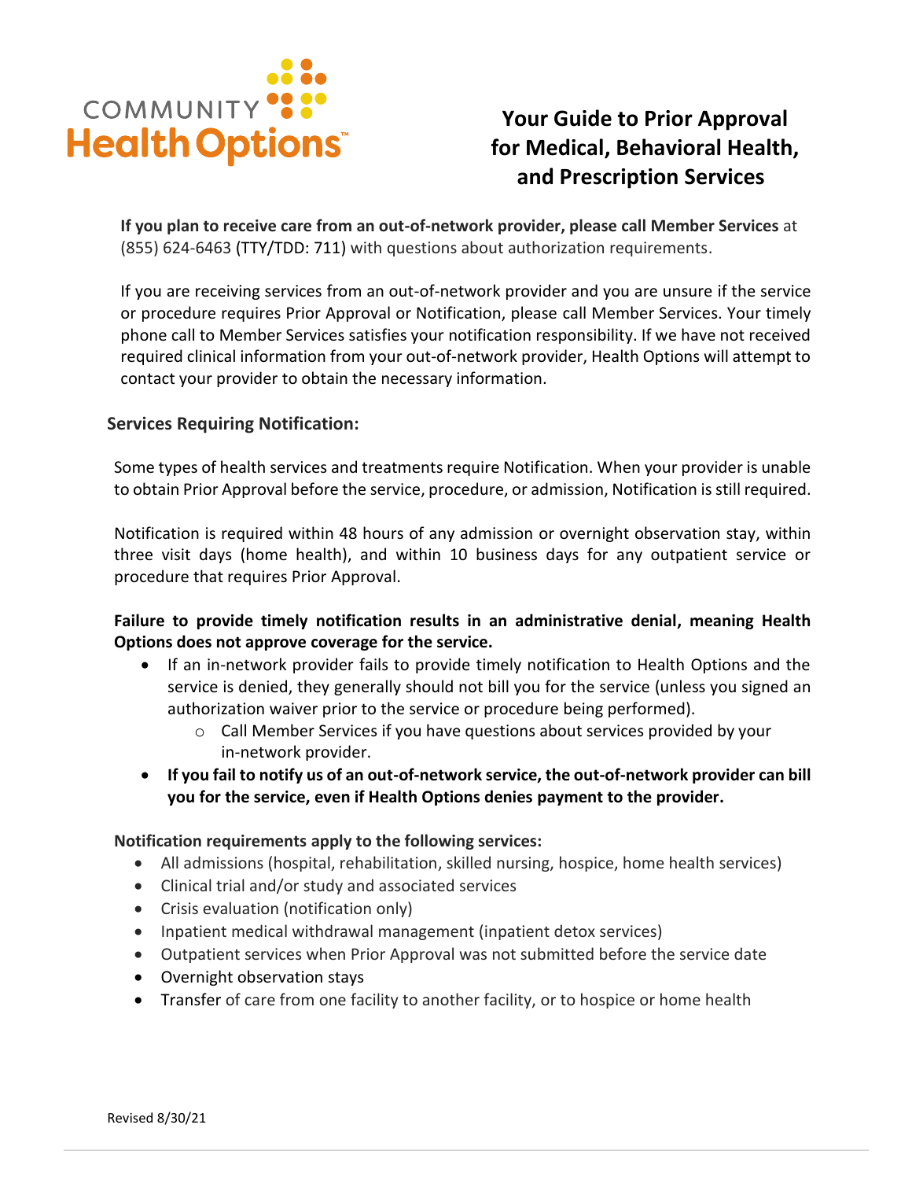COMMUNITY Health Options™

# Your Guide to Prior Approval for Medical, Behavioral Health, and Prescription Services

**If you plan to receive care from an out-of-network provider, please call Member Services** at (855) 624-6463 (TTY/TDD: 711) with questions about authorization requirements.

If you are receiving services from an out-of-network provider and you are unsure if the service or procedure requires Prior Approval or Notification, please call Member Services. Your timely phone call to Member Services satisfies your notification responsibility. If we have not received required clinical information from your out-of-network provider, Health Options will attempt to contact your provider to obtain the necessary information.

## Services Requiring Notification:

Some types of health services and treatments require Notification. When your provider is unable to obtain Prior Approval before the service, procedure, or admission, Notification is still required.

Notification is required within 48 hours of any admission or overnight observation stay, within three visit days (home health), and within 10 business days for any outpatient service or procedure that requires Prior Approval.

**Failure to provide timely notification results in an administrative denial, meaning Health Options does not approve coverage for the service.**

- If an in-network provider fails to provide timely notification to Health Options and the service is denied, they generally should not bill you for the service (unless you signed an authorization waiver prior to the service or procedure being performed).
  - Call Member Services if you have questions about services provided by your in-network provider.
- **If you fail to notify us of an out-of-network service, the out-of-network provider can bill you for the service, even if Health Options denies payment to the provider.**

**Notification requirements apply to the following services:**

- All admissions (hospital, rehabilitation, skilled nursing, hospice, home health services)
- Clinical trial and/or study and associated services
- Crisis evaluation (notification only)
- Inpatient medical withdrawal management (inpatient detox services)
- Outpatient services when Prior Approval was not submitted before the service date
- Overnight observation stays
- Transfer of care from one facility to another facility, or to hospice or home health

Revised 8/30/21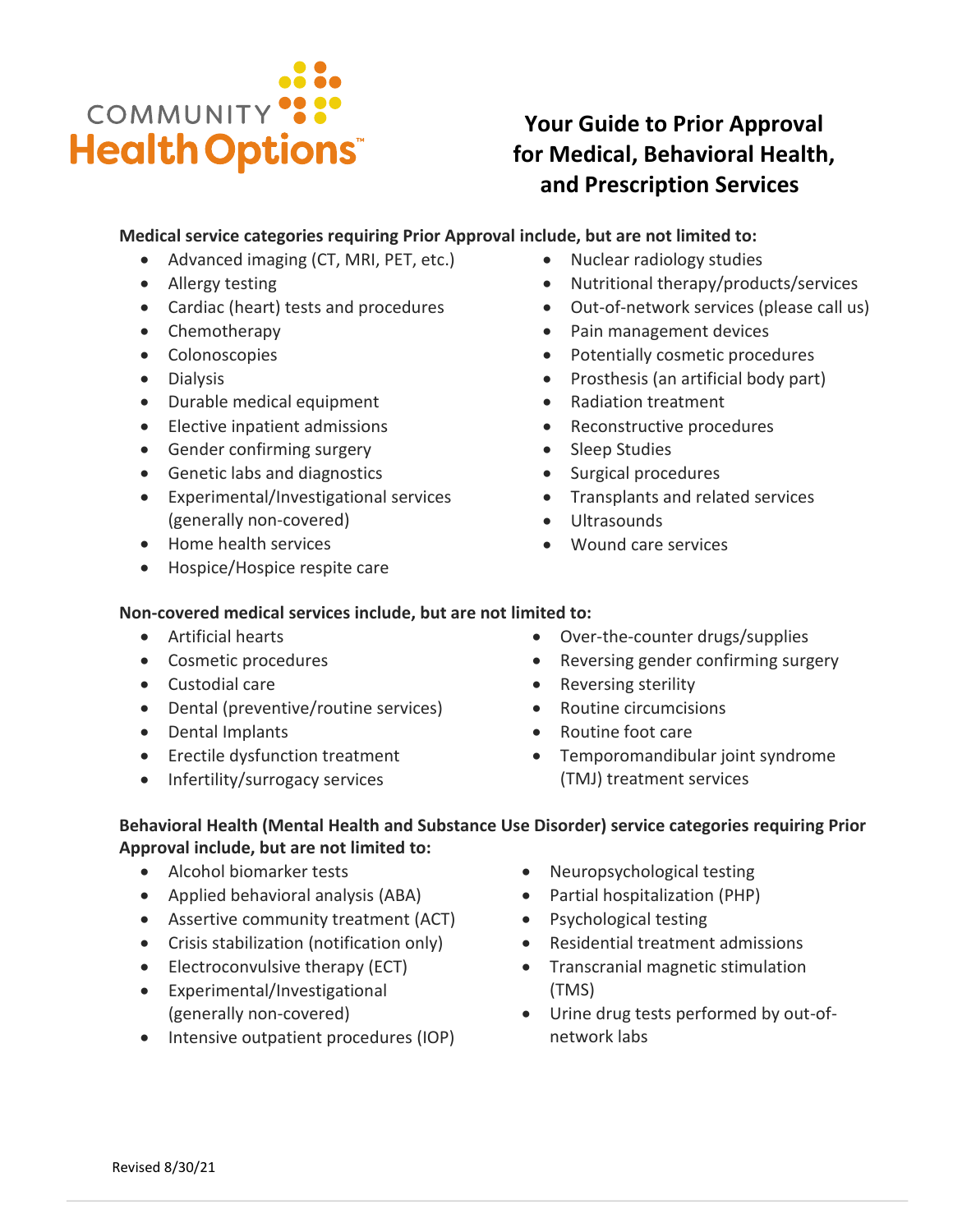COMMUNITY Health Options™

# Your Guide to Prior Approval for Medical, Behavioral Health, and Prescription Services

**Medical service categories requiring Prior Approval include, but are not limited to:**

- Advanced imaging (CT, MRI, PET, etc.)
- Allergy testing
- Cardiac (heart) tests and procedures
- Chemotherapy
- Colonoscopies
- Dialysis
- Durable medical equipment
- Elective inpatient admissions
- Gender confirming surgery
- Genetic labs and diagnostics
- Experimental/Investigational services (generally non-covered)
- Home health services
- Hospice/Hospice respite care
- Nuclear radiology studies
- Nutritional therapy/products/services
- Out-of-network services (please call us)
- Pain management devices
- Potentially cosmetic procedures
- Prosthesis (an artificial body part)
- Radiation treatment
- Reconstructive procedures
- Sleep Studies
- Surgical procedures
- Transplants and related services
- Ultrasounds
- Wound care services

**Non-covered medical services include, but are not limited to:**

- Artificial hearts
- Cosmetic procedures
- Custodial care
- Dental (preventive/routine services)
- Dental Implants
- Erectile dysfunction treatment
- Infertility/surrogacy services
- Over-the-counter drugs/supplies
- Reversing gender confirming surgery
- Reversing sterility
- Routine circumcisions
- Routine foot care
- Temporomandibular joint syndrome (TMJ) treatment services

**Behavioral Health (Mental Health and Substance Use Disorder) service categories requiring Prior Approval include, but are not limited to:**

- Alcohol biomarker tests
- Applied behavioral analysis (ABA)
- Assertive community treatment (ACT)
- Crisis stabilization (notification only)
- Electroconvulsive therapy (ECT)
- Experimental/Investigational (generally non-covered)
- Intensive outpatient procedures (IOP)
- Neuropsychological testing
- Partial hospitalization (PHP)
- Psychological testing
- Residential treatment admissions
- Transcranial magnetic stimulation (TMS)
- Urine drug tests performed by out-of-network labs

Revised 8/30/21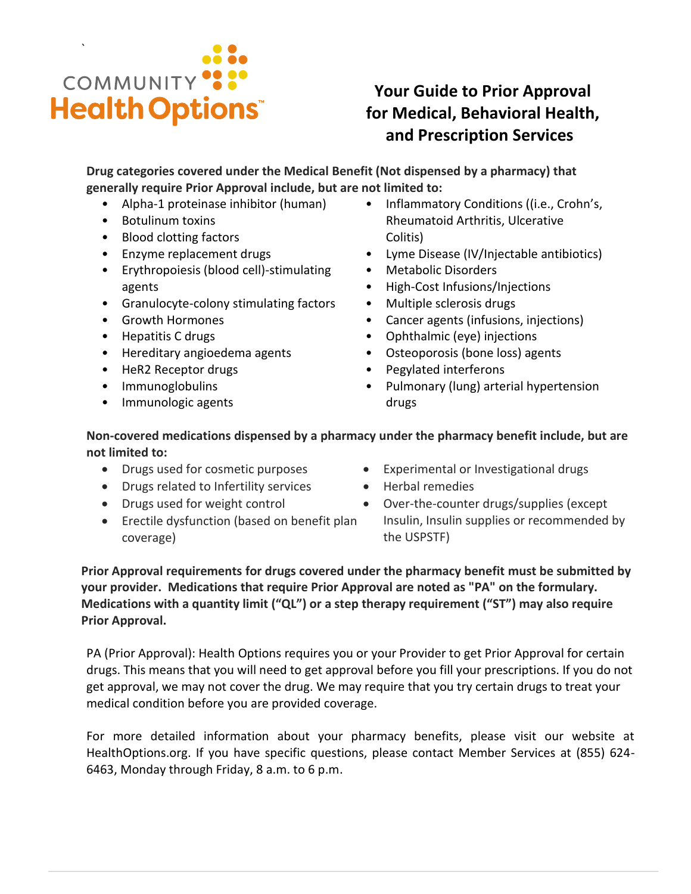# Your Guide to Prior Approval for Medical, Behavioral Health, and Prescription Services

**Drug categories covered under the Medical Benefit (Not dispensed by a pharmacy) that generally require Prior Approval include, but are not limited to:**

- Alpha-1 proteinase inhibitor (human)
- Botulinum toxins
- Blood clotting factors
- Enzyme replacement drugs
- Erythropoiesis (blood cell)-stimulating agents
- Granulocyte-colony stimulating factors
- Growth Hormones
- Hepatitis C drugs
- Hereditary angioedema agents
- HeR2 Receptor drugs
- Immunoglobulins
- Immunologic agents
- Inflammatory Conditions ((i.e., Crohn's, Rheumatoid Arthritis, Ulcerative Colitis)
- Lyme Disease (IV/Injectable antibiotics)
- Metabolic Disorders
- High-Cost Infusions/Injections
- Multiple sclerosis drugs
- Cancer agents (infusions, injections)
- Ophthalmic (eye) injections
- Osteoporosis (bone loss) agents
- Pegylated interferons
- Pulmonary (lung) arterial hypertension drugs

**Non-covered medications dispensed by a pharmacy under the pharmacy benefit include, but are not limited to:**

- Drugs used for cosmetic purposes
- Drugs related to Infertility services
- Drugs used for weight control
- Erectile dysfunction (based on benefit plan coverage)
- Experimental or Investigational drugs
- Herbal remedies
- Over-the-counter drugs/supplies (except Insulin, Insulin supplies or recommended by the USPSTF)

**Prior Approval requirements for drugs covered under the pharmacy benefit must be submitted by your provider. Medications that require Prior Approval are noted as "PA" on the formulary. Medications with a quantity limit ("QL") or a step therapy requirement ("ST") may also require Prior Approval.**

PA (Prior Approval): Health Options requires you or your Provider to get Prior Approval for certain drugs. This means that you will need to get approval before you fill your prescriptions. If you do not get approval, we may not cover the drug. We may require that you try certain drugs to treat your medical condition before you are provided coverage.

For more detailed information about your pharmacy benefits, please visit our website at HealthOptions.org. If you have specific questions, please contact Member Services at (855) 624-6463, Monday through Friday, 8 a.m. to 6 p.m.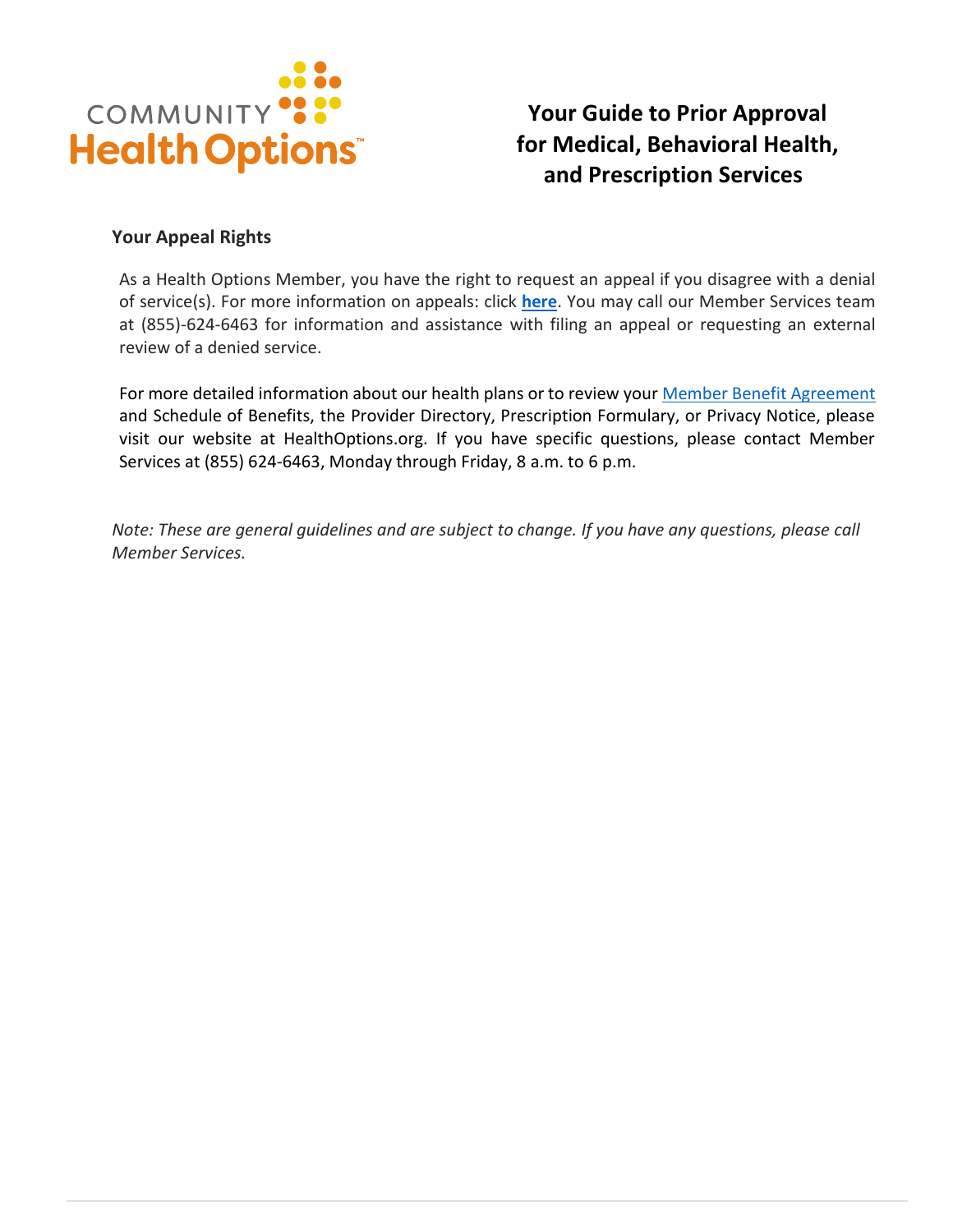COMMUNITY Health Options™

# Your Guide to Prior Approval for Medical, Behavioral Health, and Prescription Services

### Your Appeal Rights

As a Health Options Member, you have the right to request an appeal if you disagree with a denial of service(s). For more information on appeals: click **here**. You may call our Member Services team at (855)-624-6463 for information and assistance with filing an appeal or requesting an external review of a denied service.

For more detailed information about our health plans or to review your Member Benefit Agreement and Schedule of Benefits, the Provider Directory, Prescription Formulary, or Privacy Notice, please visit our website at HealthOptions.org. If you have specific questions, please contact Member Services at (855) 624-6463, Monday through Friday, 8 a.m. to 6 p.m.

*Note: These are general guidelines and are subject to change. If you have any questions, please call Member Services.*